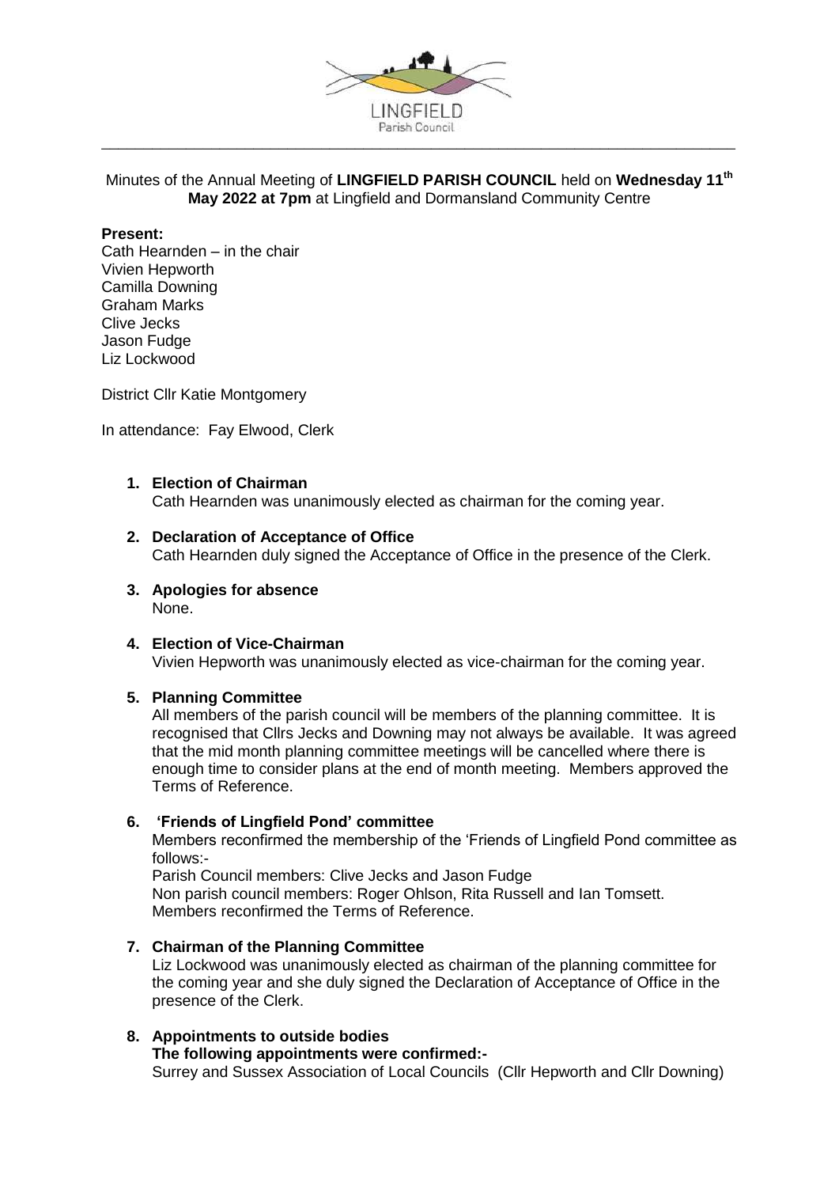Minutes of the Annual Meeting of **LINGFIELD PARISH COUNCIL** held on **Wednesday 11th May 2022 at 7pm** at Lingfield and Dormansland Community Centre

**Present:**
Cath Hearnden – in the chair
Vivien Hepworth
Camilla Downing
Graham Marks
Clive Jecks
Jason Fudge
Liz Lockwood

District Cllr Katie Montgomery

In attendance: Fay Elwood, Clerk

1. **Election of Chairman**
   Cath Hearnden was unanimously elected as chairman for the coming year.

2. **Declaration of Acceptance of Office**
   Cath Hearnden duly signed the Acceptance of Office in the presence of the Clerk.

3. **Apologies for absence**
   None.

4. **Election of Vice-Chairman**
   Vivien Hepworth was unanimously elected as vice-chairman for the coming year.

5. **Planning Committee**
   All members of the parish council will be members of the planning committee. It is recognised that Cllrs Jecks and Downing may not always be available. It was agreed that the mid month planning committee meetings will be cancelled where there is enough time to consider plans at the end of month meeting. Members approved the Terms of Reference.

6. **'Friends of Lingfield Pond' committee**
   Members reconfirmed the membership of the 'Friends of Lingfield Pond committee as follows:-
   Parish Council members: Clive Jecks and Jason Fudge
   Non parish council members: Roger Ohlson, Rita Russell and Ian Tomsett.
   Members reconfirmed the Terms of Reference.

7. **Chairman of the Planning Committee**
   Liz Lockwood was unanimously elected as chairman of the planning committee for the coming year and she duly signed the Declaration of Acceptance of Office in the presence of the Clerk.

8. **Appointments to outside bodies**
   **The following appointments were confirmed:-**
   Surrey and Sussex Association of Local Councils (Cllr Hepworth and Cllr Downing)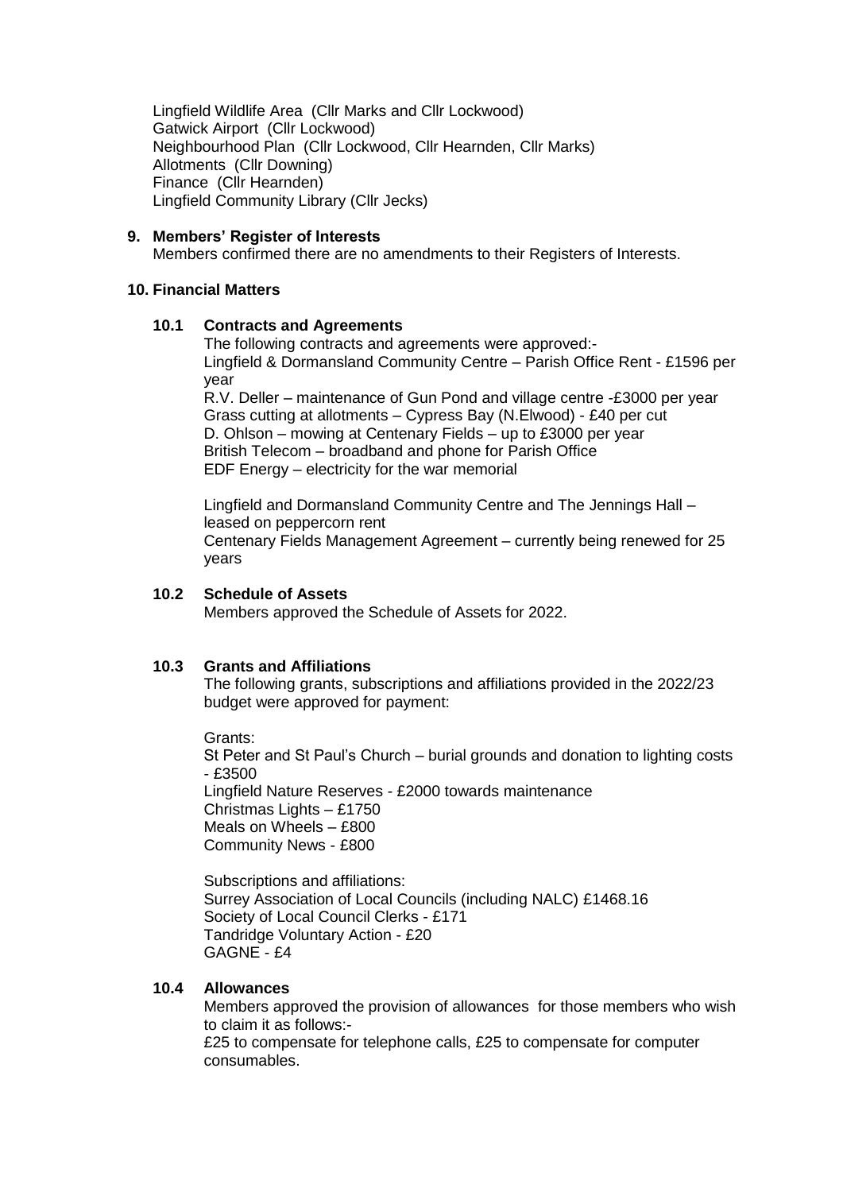Lingfield Wildlife Area (Cllr Marks and Cllr Lockwood)
Gatwick Airport (Cllr Lockwood)
Neighbourhood Plan (Cllr Lockwood, Cllr Hearnden, Cllr Marks)
Allotments (Cllr Downing)
Finance (Cllr Hearnden)
Lingfield Community Library (Cllr Jecks)

**9. Members' Register of Interests**

Members confirmed there are no amendments to their Registers of Interests.

**10. Financial Matters**

**10.1 Contracts and Agreements**

The following contracts and agreements were approved:-
Lingfield & Dormansland Community Centre – Parish Office Rent - £1596 per year
R.V. Deller – maintenance of Gun Pond and village centre -£3000 per year
Grass cutting at allotments – Cypress Bay (N.Elwood) - £40 per cut
D. Ohlson – mowing at Centenary Fields – up to £3000 per year
British Telecom – broadband and phone for Parish Office
EDF Energy – electricity for the war memorial

Lingfield and Dormansland Community Centre and The Jennings Hall – leased on peppercorn rent
Centenary Fields Management Agreement – currently being renewed for 25 years

**10.2 Schedule of Assets**

Members approved the Schedule of Assets for 2022.

**10.3 Grants and Affiliations**

The following grants, subscriptions and affiliations provided in the 2022/23 budget were approved for payment:

Grants:
St Peter and St Paul's Church – burial grounds and donation to lighting costs - £3500
Lingfield Nature Reserves - £2000 towards maintenance
Christmas Lights – £1750
Meals on Wheels – £800
Community News - £800

Subscriptions and affiliations:
Surrey Association of Local Councils (including NALC) £1468.16
Society of Local Council Clerks - £171
Tandridge Voluntary Action - £20
GAGNE - £4

**10.4 Allowances**

Members approved the provision of allowances for those members who wish to claim it as follows:-
£25 to compensate for telephone calls, £25 to compensate for computer consumables.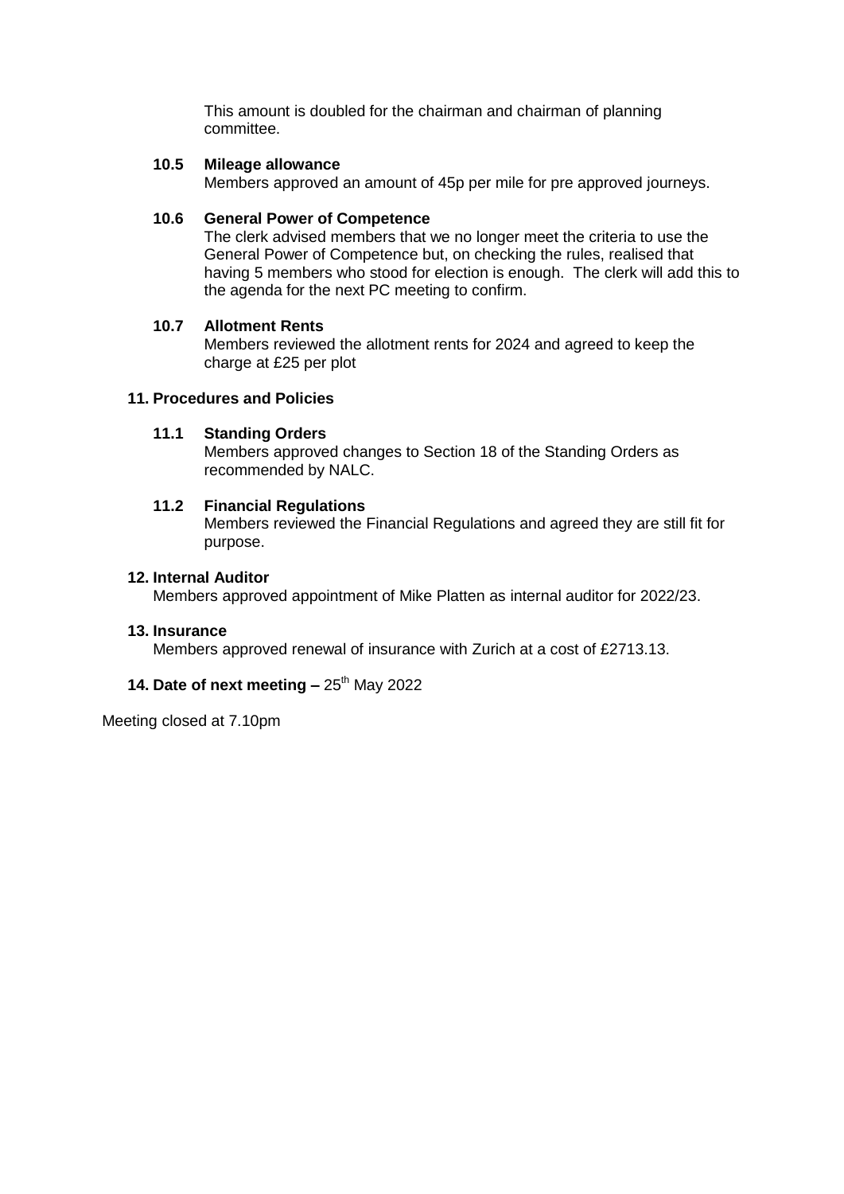This amount is doubled for the chairman and chairman of planning committee.

**10.5 Mileage allowance**

Members approved an amount of 45p per mile for pre approved journeys.

**10.6 General Power of Competence**

The clerk advised members that we no longer meet the criteria to use the General Power of Competence but, on checking the rules, realised that having 5 members who stood for election is enough. The clerk will add this to the agenda for the next PC meeting to confirm.

**10.7 Allotment Rents**

Members reviewed the allotment rents for 2024 and agreed to keep the charge at £25 per plot

**11. Procedures and Policies**

**11.1 Standing Orders**

Members approved changes to Section 18 of the Standing Orders as recommended by NALC.

**11.2 Financial Regulations**

Members reviewed the Financial Regulations and agreed they are still fit for purpose.

**12. Internal Auditor**

Members approved appointment of Mike Platten as internal auditor for 2022/23.

**13. Insurance**

Members approved renewal of insurance with Zurich at a cost of £2713.13.

**14. Date of next meeting –** 25th May 2022

Meeting closed at 7.10pm